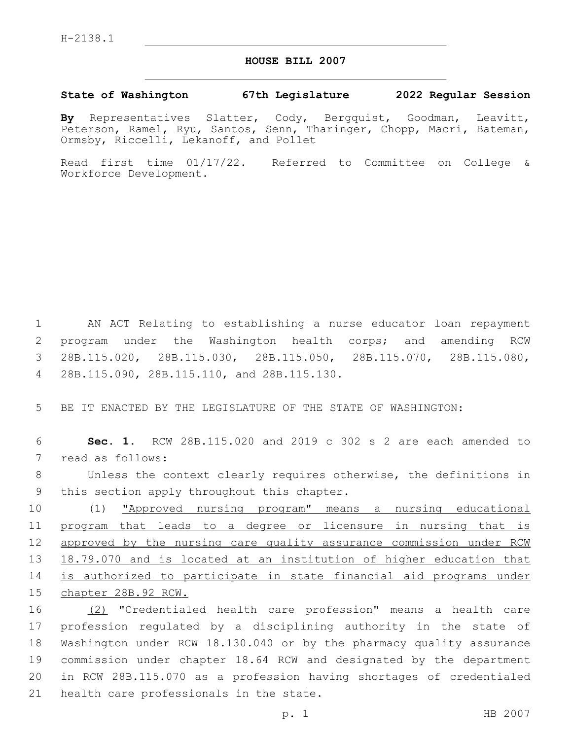H-2138.1

# HOUSE BILL 2007

**State of Washington 67th Legislature 2022 Regular Session**

**By** Representatives Slatter, Cody, Bergquist, Goodman, Leavitt, Peterson, Ramel, Ryu, Santos, Senn, Tharinger, Chopp, Macri, Bateman, Ormsby, Riccelli, Lekanoff, and Pollet

Read first time 01/17/22. Referred to Committee on College & Workforce Development.

AN ACT Relating to establishing a nurse educator loan repayment program under the Washington health corps; and amending RCW 28B.115.020, 28B.115.030, 28B.115.050, 28B.115.070, 28B.115.080, 28B.115.090, 28B.115.110, and 28B.115.130.

BE IT ENACTED BY THE LEGISLATURE OF THE STATE OF WASHINGTON:

**Sec. 1.** RCW 28B.115.020 and 2019 c 302 s 2 are each amended to read as follows:

Unless the context clearly requires otherwise, the definitions in this section apply throughout this chapter.

(1) <u>"Approved nursing program" means a nursing educational program that leads to a degree or licensure in nursing that is approved by the nursing care quality assurance commission under RCW 18.79.070 and is located at an institution of higher education that is authorized to participate in state financial aid programs under chapter 28B.92 RCW.</u>

<u>(2)</u> "Credentialed health care profession" means a health care profession regulated by a disciplining authority in the state of Washington under RCW 18.130.040 or by the pharmacy quality assurance commission under chapter 18.64 RCW and designated by the department in RCW 28B.115.070 as a profession having shortages of credentialed health care professionals in the state.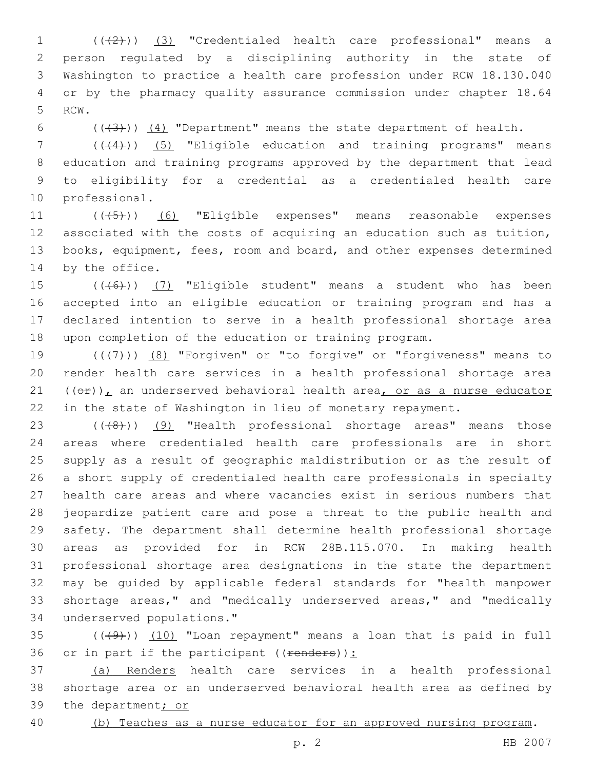((~~(2)~~)) (3) "Credentialed health care professional" means a person regulated by a disciplining authority in the state of Washington to practice a health care profession under RCW 18.130.040 or by the pharmacy quality assurance commission under chapter 18.64 RCW.

((~~(3)~~)) (4) "Department" means the state department of health.

((~~(4)~~)) (5) "Eligible education and training programs" means education and training programs approved by the department that lead to eligibility for a credential as a credentialed health care professional.

((~~(5)~~)) (6) "Eligible expenses" means reasonable expenses associated with the costs of acquiring an education such as tuition, books, equipment, fees, room and board, and other expenses determined by the office.

((~~(6)~~)) (7) "Eligible student" means a student who has been accepted into an eligible education or training program and has a declared intention to serve in a health professional shortage area upon completion of the education or training program.

((~~(7)~~)) (8) "Forgiven" or "to forgive" or "forgiveness" means to render health care services in a health professional shortage area ((~~or~~)), an underserved behavioral health area, or as a nurse educator in the state of Washington in lieu of monetary repayment.

((~~(8)~~)) (9) "Health professional shortage areas" means those areas where credentialed health care professionals are in short supply as a result of geographic maldistribution or as the result of a short supply of credentialed health care professionals in specialty health care areas and where vacancies exist in serious numbers that jeopardize patient care and pose a threat to the public health and safety. The department shall determine health professional shortage areas as provided for in RCW 28B.115.070. In making health professional shortage area designations in the state the department may be guided by applicable federal standards for "health manpower shortage areas," and "medically underserved areas," and "medically underserved populations."

((~~(9)~~)) (10) "Loan repayment" means a loan that is paid in full or in part if the participant ((~~renders~~)):

(a) Renders health care services in a health professional shortage area or an underserved behavioral health area as defined by the department; or

(b) Teaches as a nurse educator for an approved nursing program.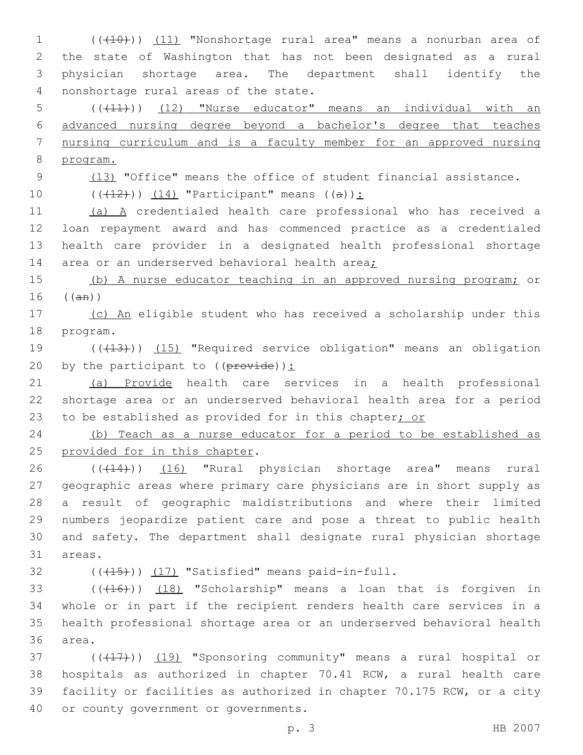(((10))) (11) "Nonshortage rural area" means a nonurban area of the state of Washington that has not been designated as a rural physician shortage area. The department shall identify the nonshortage rural areas of the state.

(((11))) (12) "Nurse educator" means an individual with an advanced nursing degree beyond a bachelor's degree that teaches nursing curriculum and is a faculty member for an approved nursing program.

(13) "Office" means the office of student financial assistance.

(((12))) (14) "Participant" means ((a)):

(a) A credentialed health care professional who has received a loan repayment award and has commenced practice as a credentialed health care provider in a designated health professional shortage area or an underserved behavioral health area;

(b) A nurse educator teaching in an approved nursing program; or ((an))

(c) An eligible student who has received a scholarship under this program.

(((13))) (15) "Required service obligation" means an obligation by the participant to ((provide)):

(a) Provide health care services in a health professional shortage area or an underserved behavioral health area for a period to be established as provided for in this chapter; or

(b) Teach as a nurse educator for a period to be established as provided for in this chapter.

(((14))) (16) "Rural physician shortage area" means rural geographic areas where primary care physicians are in short supply as a result of geographic maldistributions and where their limited numbers jeopardize patient care and pose a threat to public health and safety. The department shall designate rural physician shortage areas.

(((15))) (17) "Satisfied" means paid-in-full.

(((16))) (18) "Scholarship" means a loan that is forgiven in whole or in part if the recipient renders health care services in a health professional shortage area or an underserved behavioral health area.

(((17))) (19) "Sponsoring community" means a rural hospital or hospitals as authorized in chapter 70.41 RCW, a rural health care facility or facilities as authorized in chapter 70.175 RCW, or a city or county government or governments.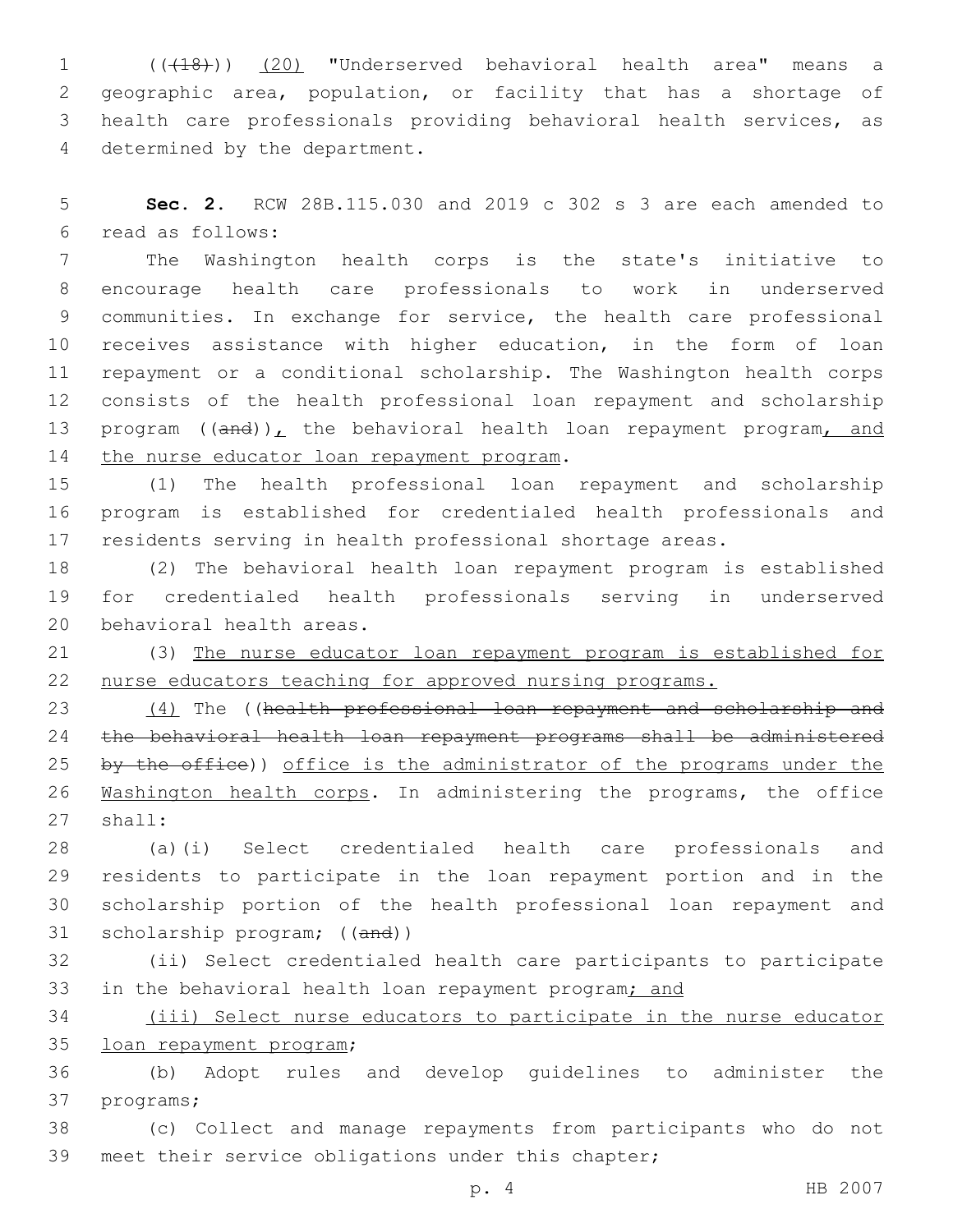((~~(18)~~)) (20) "Underserved behavioral health area" means a geographic area, population, or facility that has a shortage of health care professionals providing behavioral health services, as determined by the department.

**Sec. 2.** RCW 28B.115.030 and 2019 c 302 s 3 are each amended to read as follows:

The Washington health corps is the state's initiative to encourage health care professionals to work in underserved communities. In exchange for service, the health care professional receives assistance with higher education, in the form of loan repayment or a conditional scholarship. The Washington health corps consists of the health professional loan repayment and scholarship program ((~~and~~)), the behavioral health loan repayment program, and the nurse educator loan repayment program.

(1) The health professional loan repayment and scholarship program is established for credentialed health professionals and residents serving in health professional shortage areas.

(2) The behavioral health loan repayment program is established for credentialed health professionals serving in underserved behavioral health areas.

(3) The nurse educator loan repayment program is established for nurse educators teaching for approved nursing programs.

(4) The ((~~health professional loan repayment and scholarship and the behavioral health loan repayment programs shall be administered by the office~~)) office is the administrator of the programs under the Washington health corps. In administering the programs, the office shall:

(a)(i) Select credentialed health care professionals and residents to participate in the loan repayment portion and in the scholarship portion of the health professional loan repayment and scholarship program; ((~~and~~))

(ii) Select credentialed health care participants to participate in the behavioral health loan repayment program; and

(iii) Select nurse educators to participate in the nurse educator loan repayment program;

(b) Adopt rules and develop guidelines to administer the programs;

(c) Collect and manage repayments from participants who do not meet their service obligations under this chapter;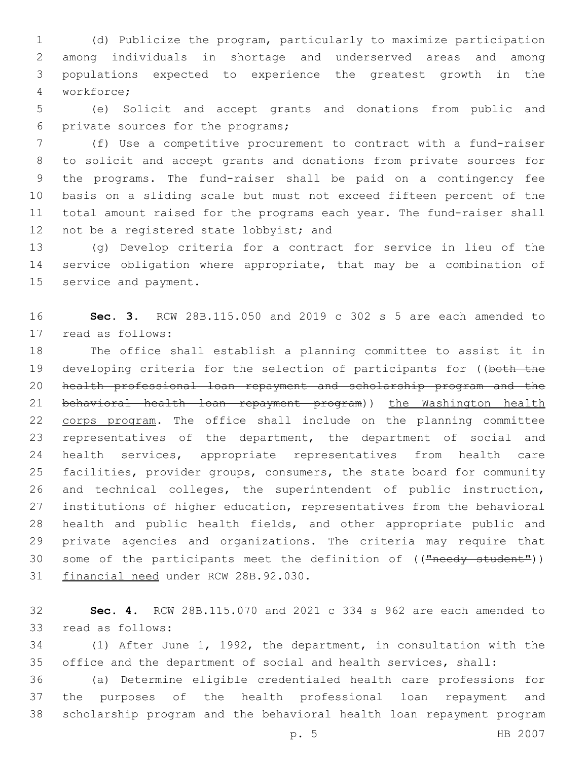(d) Publicize the program, particularly to maximize participation among individuals in shortage and underserved areas and among populations expected to experience the greatest growth in the workforce;

(e) Solicit and accept grants and donations from public and private sources for the programs;

(f) Use a competitive procurement to contract with a fund-raiser to solicit and accept grants and donations from private sources for the programs. The fund-raiser shall be paid on a contingency fee basis on a sliding scale but must not exceed fifteen percent of the total amount raised for the programs each year. The fund-raiser shall not be a registered state lobbyist; and

(g) Develop criteria for a contract for service in lieu of the service obligation where appropriate, that may be a combination of service and payment.

**Sec. 3.** RCW 28B.115.050 and 2019 c 302 s 5 are each amended to read as follows:

The office shall establish a planning committee to assist it in developing criteria for the selection of participants for ((~~both the health professional loan repayment and scholarship program and the behavioral health loan repayment program~~)) <u>the Washington health corps program</u>. The office shall include on the planning committee representatives of the department, the department of social and health services, appropriate representatives from health care facilities, provider groups, consumers, the state board for community and technical colleges, the superintendent of public instruction, institutions of higher education, representatives from the behavioral health and public health fields, and other appropriate public and private agencies and organizations. The criteria may require that some of the participants meet the definition of ((~~"needy student"~~)) <u>financial need</u> under RCW 28B.92.030.

**Sec. 4.** RCW 28B.115.070 and 2021 c 334 s 962 are each amended to read as follows:

(1) After June 1, 1992, the department, in consultation with the office and the department of social and health services, shall:

(a) Determine eligible credentialed health care professions for the purposes of the health professional loan repayment and scholarship program and the behavioral health loan repayment program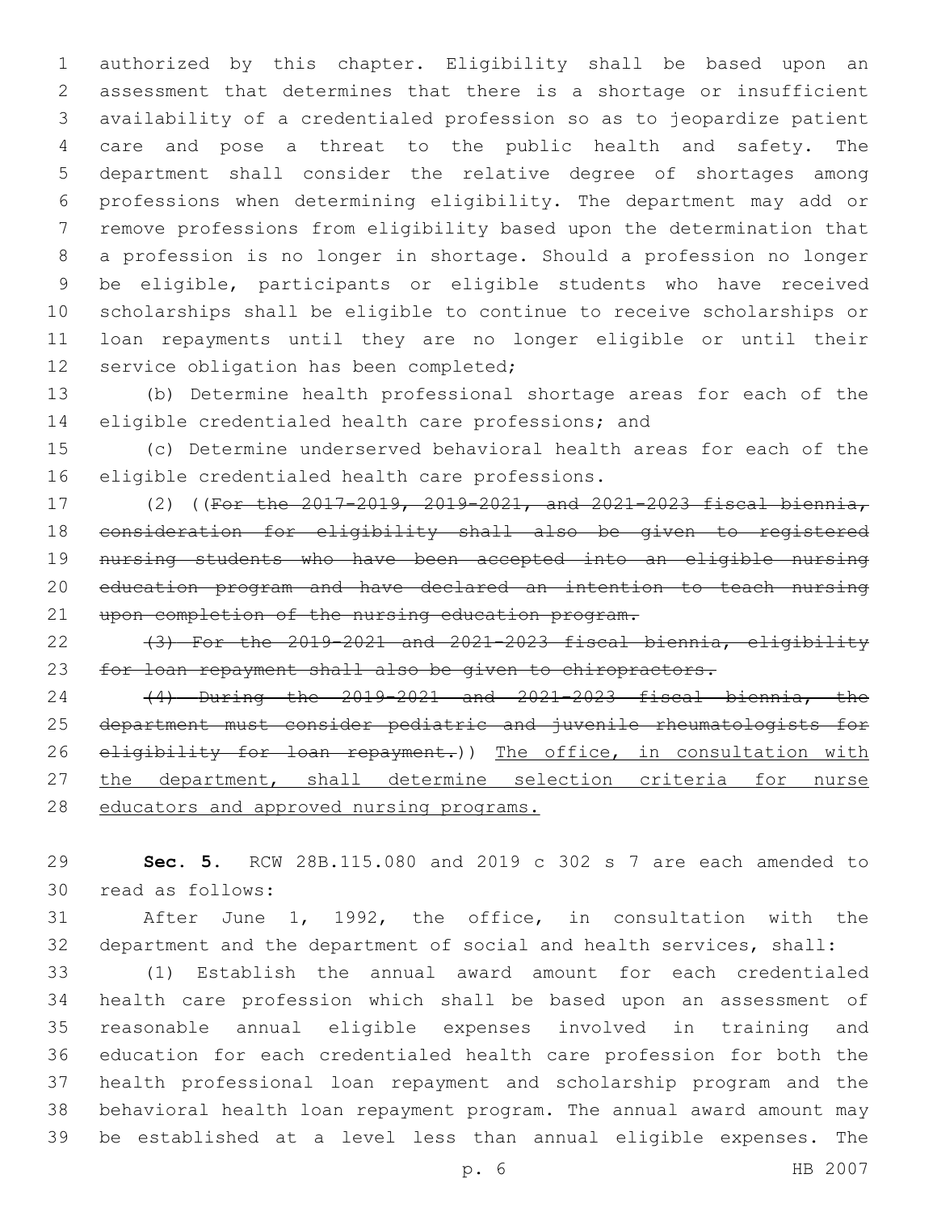authorized by this chapter. Eligibility shall be based upon an assessment that determines that there is a shortage or insufficient availability of a credentialed profession so as to jeopardize patient care and pose a threat to the public health and safety. The department shall consider the relative degree of shortages among professions when determining eligibility. The department may add or remove professions from eligibility based upon the determination that a profession is no longer in shortage. Should a profession no longer be eligible, participants or eligible students who have received scholarships shall be eligible to continue to receive scholarships or loan repayments until they are no longer eligible or until their service obligation has been completed;

(b) Determine health professional shortage areas for each of the eligible credentialed health care professions; and

(c) Determine underserved behavioral health areas for each of the eligible credentialed health care professions.

(2) ((~~For the 2017-2019, 2019-2021, and 2021-2023 fiscal biennia, consideration for eligibility shall also be given to registered nursing students who have been accepted into an eligible nursing education program and have declared an intention to teach nursing upon completion of the nursing education program.~~

~~(3) For the 2019-2021 and 2021-2023 fiscal biennia, eligibility for loan repayment shall also be given to chiropractors.~~

~~(4) During the 2019-2021 and 2021-2023 fiscal biennia, the department must consider pediatric and juvenile rheumatologists for eligibility for loan repayment.~~)) <u>The office, in consultation with the department, shall determine selection criteria for nurse educators and approved nursing programs.</u>

**Sec. 5.** RCW 28B.115.080 and 2019 c 302 s 7 are each amended to read as follows:

After June 1, 1992, the office, in consultation with the department and the department of social and health services, shall:

(1) Establish the annual award amount for each credentialed health care profession which shall be based upon an assessment of reasonable annual eligible expenses involved in training and education for each credentialed health care profession for both the health professional loan repayment and scholarship program and the behavioral health loan repayment program. The annual award amount may be established at a level less than annual eligible expenses. The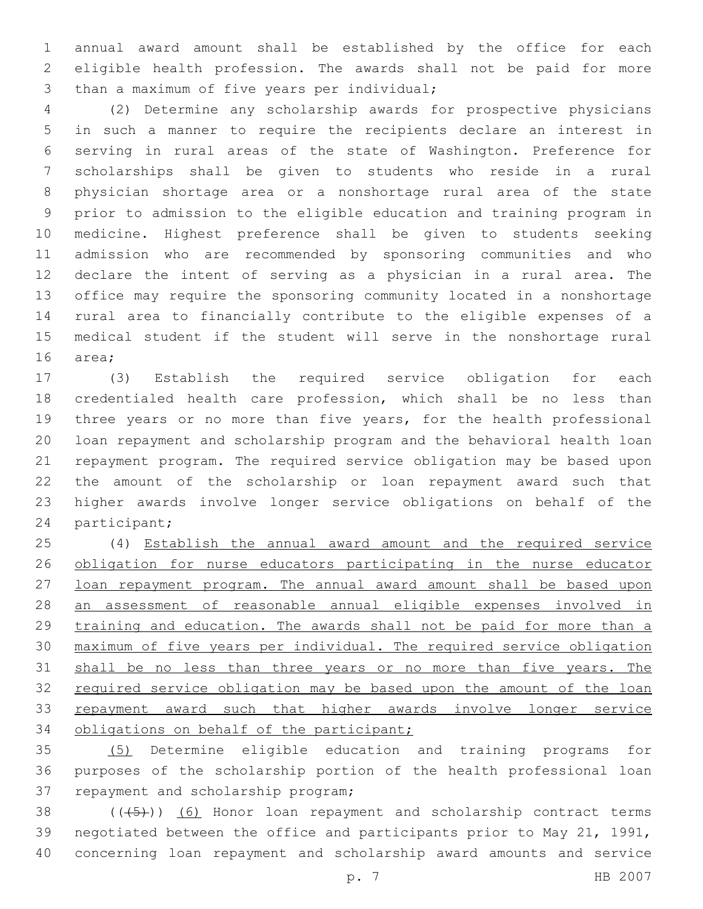annual award amount shall be established by the office for each eligible health profession. The awards shall not be paid for more than a maximum of five years per individual;

(2) Determine any scholarship awards for prospective physicians in such a manner to require the recipients declare an interest in serving in rural areas of the state of Washington. Preference for scholarships shall be given to students who reside in a rural physician shortage area or a nonshortage rural area of the state prior to admission to the eligible education and training program in medicine. Highest preference shall be given to students seeking admission who are recommended by sponsoring communities and who declare the intent of serving as a physician in a rural area. The office may require the sponsoring community located in a nonshortage rural area to financially contribute to the eligible expenses of a medical student if the student will serve in the nonshortage rural area;

(3) Establish the required service obligation for each credentialed health care profession, which shall be no less than three years or no more than five years, for the health professional loan repayment and scholarship program and the behavioral health loan repayment program. The required service obligation may be based upon the amount of the scholarship or loan repayment award such that higher awards involve longer service obligations on behalf of the participant;

(4) <u>Establish the annual award amount and the required service obligation for nurse educators participating in the nurse educator loan repayment program. The annual award amount shall be based upon an assessment of reasonable annual eligible expenses involved in training and education. The awards shall not be paid for more than a maximum of five years per individual. The required service obligation shall be no less than three years or no more than five years. The required service obligation may be based upon the amount of the loan repayment award such that higher awards involve longer service obligations on behalf of the participant;</u>

<u>(5)</u> Determine eligible education and training programs for purposes of the scholarship portion of the health professional loan repayment and scholarship program;

(((5))) <u>(6)</u> Honor loan repayment and scholarship contract terms negotiated between the office and participants prior to May 21, 1991, concerning loan repayment and scholarship award amounts and service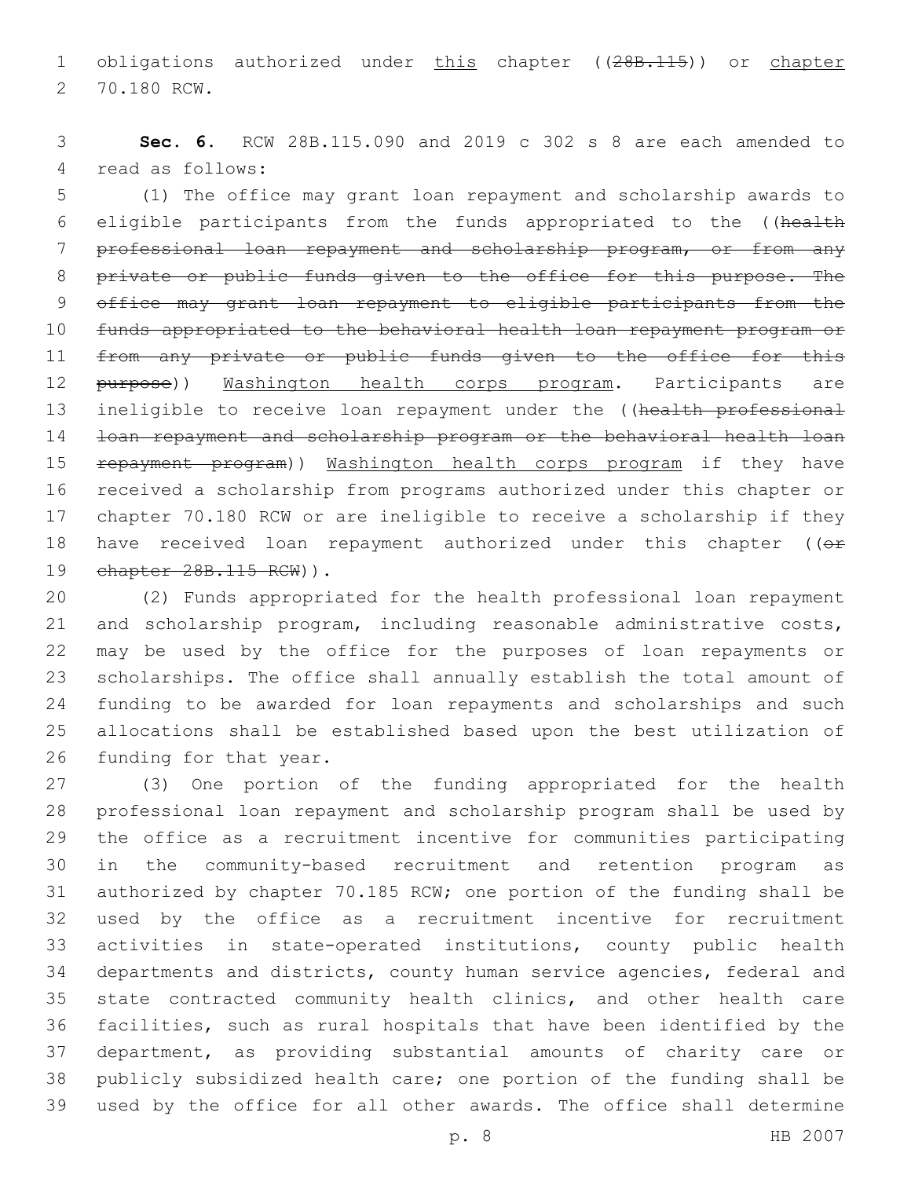obligations authorized under <u>this</u> chapter ((~~28B.115~~)) or <u>chapter</u> 70.180 RCW.

**Sec. 6.** RCW 28B.115.090 and 2019 c 302 s 8 are each amended to read as follows:

(1) The office may grant loan repayment and scholarship awards to eligible participants from the funds appropriated to the ((~~health professional loan repayment and scholarship program, or from any private or public funds given to the office for this purpose. The office may grant loan repayment to eligible participants from the funds appropriated to the behavioral health loan repayment program or from any private or public funds given to the office for this purpose~~)) <u>Washington health corps program</u>. Participants are ineligible to receive loan repayment under the ((~~health professional loan repayment and scholarship program or the behavioral health loan repayment program~~)) <u>Washington health corps program</u> if they have received a scholarship from programs authorized under this chapter or chapter 70.180 RCW or are ineligible to receive a scholarship if they have received loan repayment authorized under this chapter ((~~or chapter 28B.115 RCW~~)).

(2) Funds appropriated for the health professional loan repayment and scholarship program, including reasonable administrative costs, may be used by the office for the purposes of loan repayments or scholarships. The office shall annually establish the total amount of funding to be awarded for loan repayments and scholarships and such allocations shall be established based upon the best utilization of funding for that year.

(3) One portion of the funding appropriated for the health professional loan repayment and scholarship program shall be used by the office as a recruitment incentive for communities participating in the community-based recruitment and retention program as authorized by chapter 70.185 RCW; one portion of the funding shall be used by the office as a recruitment incentive for recruitment activities in state-operated institutions, county public health departments and districts, county human service agencies, federal and state contracted community health clinics, and other health care facilities, such as rural hospitals that have been identified by the department, as providing substantial amounts of charity care or publicly subsidized health care; one portion of the funding shall be used by the office for all other awards. The office shall determine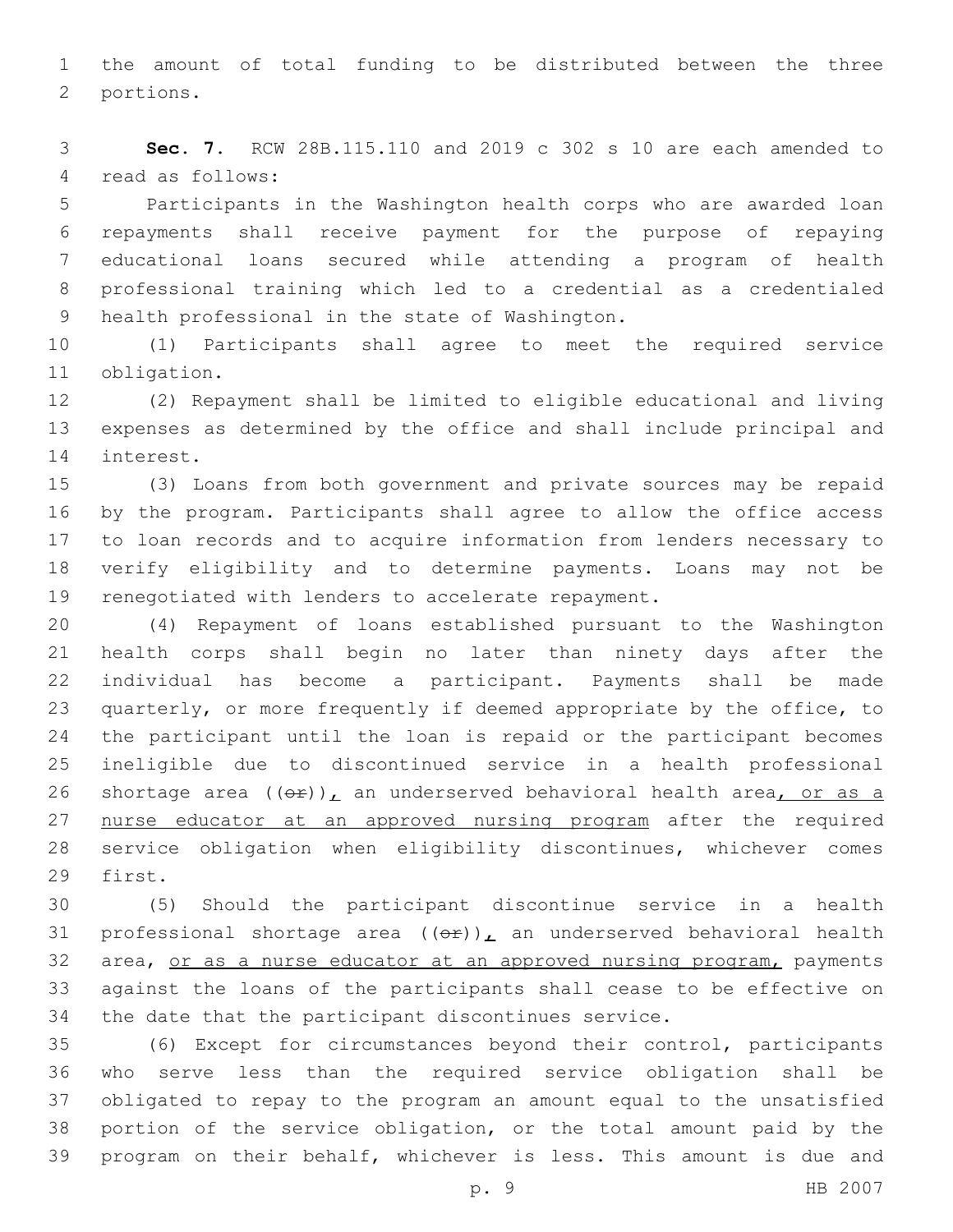the amount of total funding to be distributed between the three portions.

**Sec. 7.** RCW 28B.115.110 and 2019 c 302 s 10 are each amended to read as follows:

Participants in the Washington health corps who are awarded loan repayments shall receive payment for the purpose of repaying educational loans secured while attending a program of health professional training which led to a credential as a credentialed health professional in the state of Washington.

(1) Participants shall agree to meet the required service obligation.

(2) Repayment shall be limited to eligible educational and living expenses as determined by the office and shall include principal and interest.

(3) Loans from both government and private sources may be repaid by the program. Participants shall agree to allow the office access to loan records and to acquire information from lenders necessary to verify eligibility and to determine payments. Loans may not be renegotiated with lenders to accelerate repayment.

(4) Repayment of loans established pursuant to the Washington health corps shall begin no later than ninety days after the individual has become a participant. Payments shall be made quarterly, or more frequently if deemed appropriate by the office, to the participant until the loan is repaid or the participant becomes ineligible due to discontinued service in a health professional shortage area ((~~or~~)), an underserved behavioral health area, or as a nurse educator at an approved nursing program after the required service obligation when eligibility discontinues, whichever comes first.

(5) Should the participant discontinue service in a health professional shortage area ((~~or~~)), an underserved behavioral health area, or as a nurse educator at an approved nursing program, payments against the loans of the participants shall cease to be effective on the date that the participant discontinues service.

(6) Except for circumstances beyond their control, participants who serve less than the required service obligation shall be obligated to repay to the program an amount equal to the unsatisfied portion of the service obligation, or the total amount paid by the program on their behalf, whichever is less. This amount is due and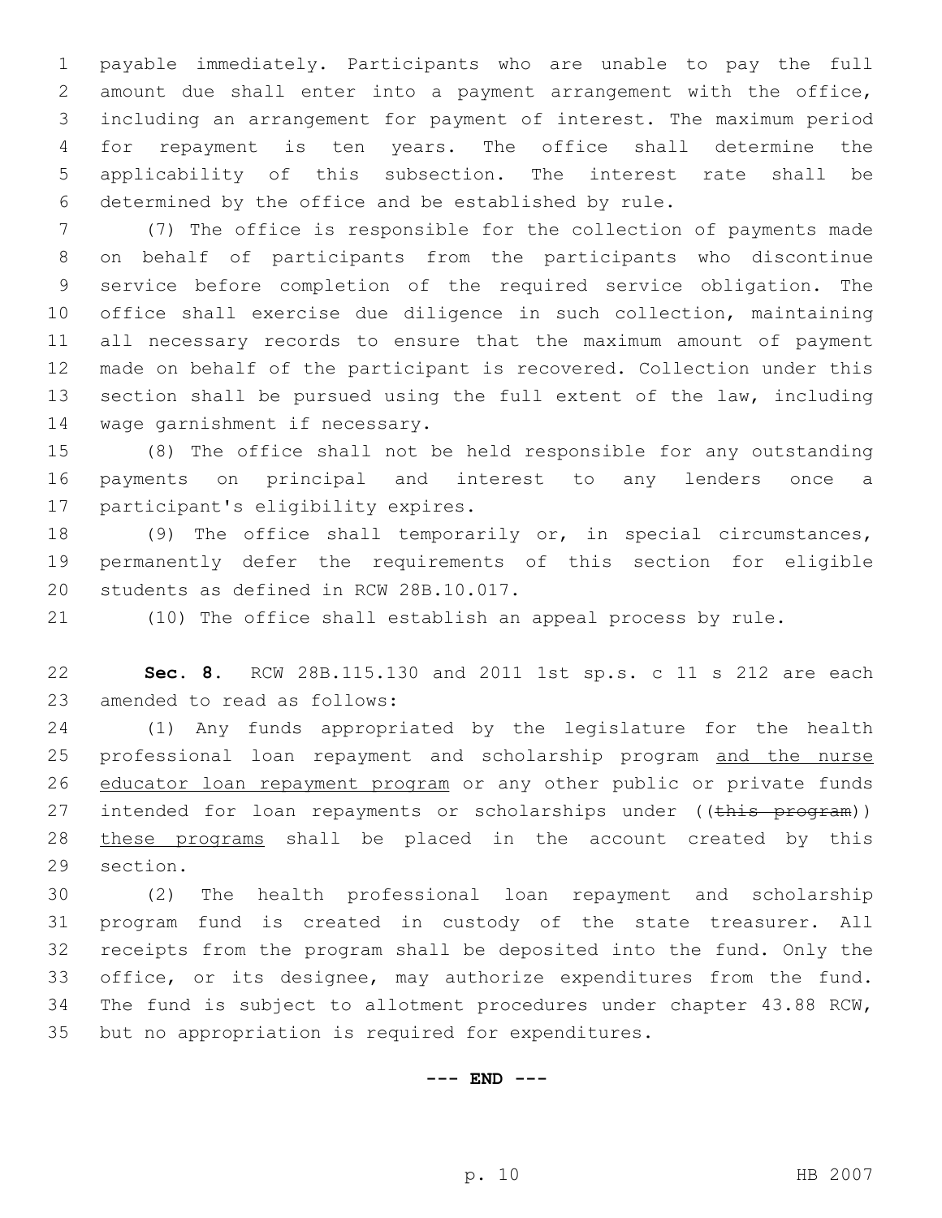payable immediately. Participants who are unable to pay the full amount due shall enter into a payment arrangement with the office, including an arrangement for payment of interest. The maximum period for repayment is ten years. The office shall determine the applicability of this subsection. The interest rate shall be determined by the office and be established by rule.

(7) The office is responsible for the collection of payments made on behalf of participants from the participants who discontinue service before completion of the required service obligation. The office shall exercise due diligence in such collection, maintaining all necessary records to ensure that the maximum amount of payment made on behalf of the participant is recovered. Collection under this section shall be pursued using the full extent of the law, including wage garnishment if necessary.

(8) The office shall not be held responsible for any outstanding payments on principal and interest to any lenders once a participant's eligibility expires.

(9) The office shall temporarily or, in special circumstances, permanently defer the requirements of this section for eligible students as defined in RCW 28B.10.017.

(10) The office shall establish an appeal process by rule.

**Sec. 8.** RCW 28B.115.130 and 2011 1st sp.s. c 11 s 212 are each amended to read as follows:

(1) Any funds appropriated by the legislature for the health professional loan repayment and scholarship program and the nurse educator loan repayment program or any other public or private funds intended for loan repayments or scholarships under ((~~this program~~)) these programs shall be placed in the account created by this section.

(2) The health professional loan repayment and scholarship program fund is created in custody of the state treasurer. All receipts from the program shall be deposited into the fund. Only the office, or its designee, may authorize expenditures from the fund. The fund is subject to allotment procedures under chapter 43.88 RCW, but no appropriation is required for expenditures.

**--- END ---**